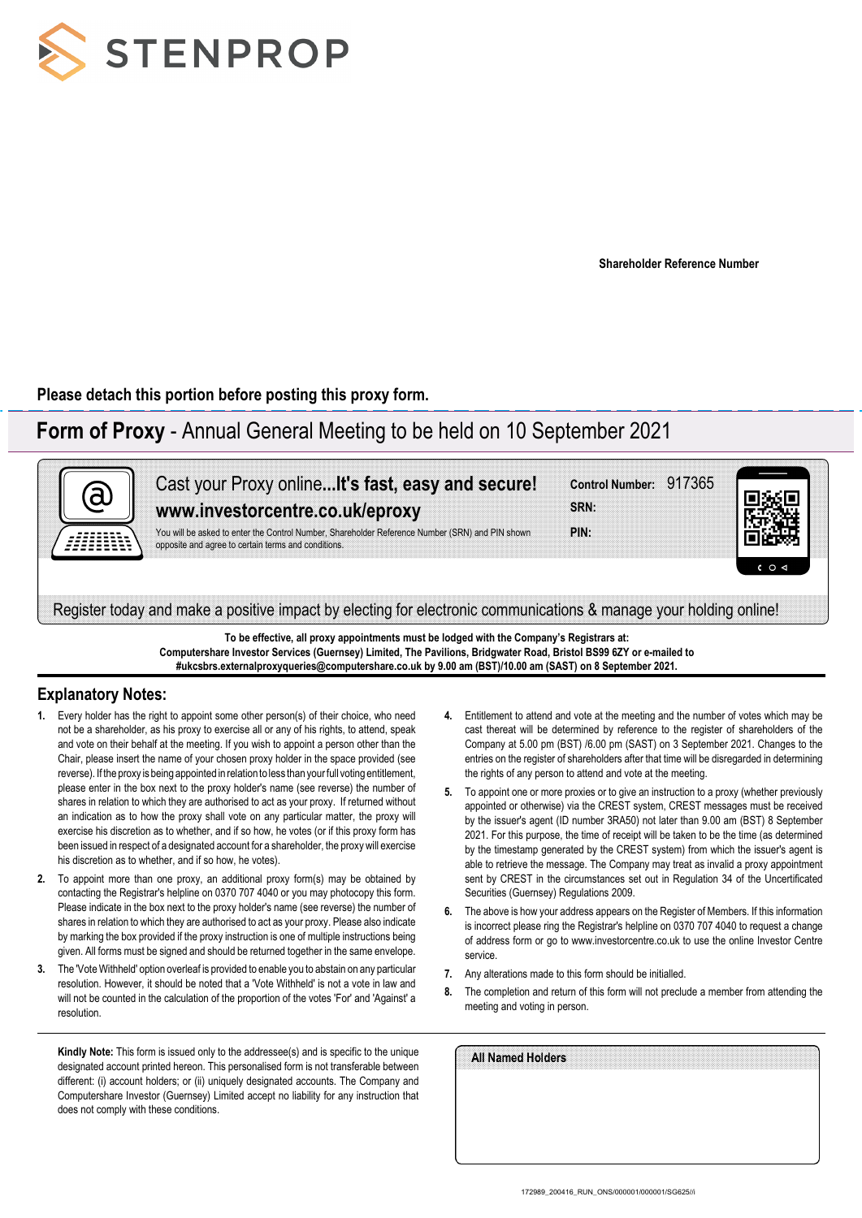STENPROP

Shareholder Reference Number

Please detach this portion before posting this proxy form.

## **Form of Proxy** - Annual General Meeting to be held on 10 September 2021

Cast your Proxy online...**It's fast, easy and secure!**
**www.investorcentre.co.uk/eproxy**

You will be asked to enter the Control Number, Shareholder Reference Number (SRN) and PIN shown opposite and agree to certain terms and conditions.

**Control Number:** 917365
**SRN:**
**PIN:**

Register today and make a positive impact by electing for electronic communications & manage your holding online!

**To be effective, all proxy appointments must be lodged with the Company's Registrars at: Computershare Investor Services (Guernsey) Limited, The Pavilions, Bridgwater Road, Bristol BS99 6ZY or e-mailed to #ukcsbrs.externalproxyqueries@computershare.co.uk by 9.00 am (BST)/10.00 am (SAST) on 8 September 2021.**

## Explanatory Notes:

1. Every holder has the right to appoint some other person(s) of their choice, who need not be a shareholder, as his proxy to exercise all or any of his rights, to attend, speak and vote on their behalf at the meeting. If you wish to appoint a person other than the Chair, please insert the name of your chosen proxy holder in the space provided (see reverse). If the proxy is being appointed in relation to less than your full voting entitlement, please enter in the box next to the proxy holder's name (see reverse) the number of shares in relation to which they are authorised to act as your proxy. If returned without an indication as to how the proxy shall vote on any particular matter, the proxy will exercise his discretion as to whether, and if so how, he votes (or if this proxy form has been issued in respect of a designated account for a shareholder, the proxy will exercise his discretion as to whether, and if so how, he votes).
2. To appoint more than one proxy, an additional proxy form(s) may be obtained by contacting the Registrar's helpline on 0370 707 4040 or you may photocopy this form. Please indicate in the box next to the proxy holder's name (see reverse) the number of shares in relation to which they are authorised to act as your proxy. Please also indicate by marking the box provided if the proxy instruction is one of multiple instructions being given. All forms must be signed and should be returned together in the same envelope.
3. The 'Vote Withheld' option overleaf is provided to enable you to abstain on any particular resolution. However, it should be noted that a 'Vote Withheld' is not a vote in law and will not be counted in the calculation of the proportion of the votes 'For' and 'Against' a resolution.
4. Entitlement to attend and vote at the meeting and the number of votes which may be cast thereat will be determined by reference to the register of shareholders of the Company at 5.00 pm (BST) /6.00 pm (SAST) on 3 September 2021. Changes to the entries on the register of shareholders after that time will be disregarded in determining the rights of any person to attend and vote at the meeting.
5. To appoint one or more proxies or to give an instruction to a proxy (whether previously appointed or otherwise) via the CREST system, CREST messages must be received by the issuer's agent (ID number 3RA50) not later than 9.00 am (BST) 8 September 2021. For this purpose, the time of receipt will be taken to be the time (as determined by the timestamp generated by the CREST system) from which the issuer's agent is able to retrieve the message. The Company may treat as invalid a proxy appointment sent by CREST in the circumstances set out in Regulation 34 of the Uncertificated Securities (Guernsey) Regulations 2009.
6. The above is how your address appears on the Register of Members. If this information is incorrect please ring the Registrar's helpline on 0370 707 4040 to request a change of address form or go to www.investorcentre.co.uk to use the online Investor Centre service.
7. Any alterations made to this form should be initialled.
8. The completion and return of this form will not preclude a member from attending the meeting and voting in person.

**Kindly Note:** This form is issued only to the addressee(s) and is specific to the unique designated account printed hereon. This personalised form is not transferable between different: (i) account holders; or (ii) uniquely designated accounts. The Company and Computershare Investor (Guernsey) Limited accept no liability for any instruction that does not comply with these conditions.

**All Named Holders**

172989_200416_RUN_ONS/000001/000001/SG625//i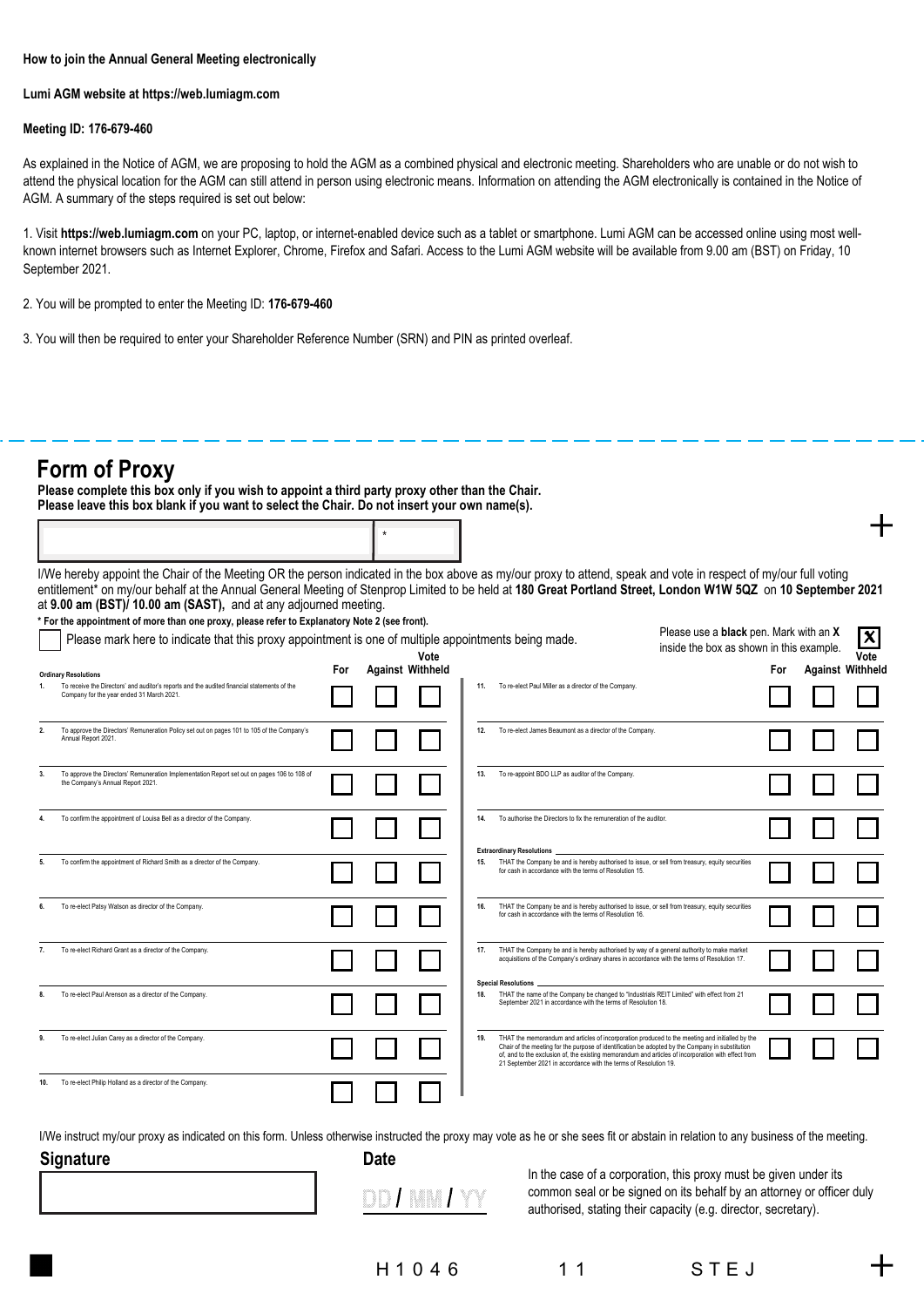**How to join the Annual General Meeting electronically**

**Lumi AGM website at https://web.lumiagm.com**

**Meeting ID: 176-679-460**

As explained in the Notice of AGM, we are proposing to hold the AGM as a combined physical and electronic meeting. Shareholders who are unable or do not wish to attend the physical location for the AGM can still attend in person using electronic means. Information on attending the AGM electronically is contained in the Notice of AGM. A summary of the steps required is set out below:

1. Visit **https://web.lumiagm.com** on your PC, laptop, or internet-enabled device such as a tablet or smartphone. Lumi AGM can be accessed online using most well-known internet browsers such as Internet Explorer, Chrome, Firefox and Safari. Access to the Lumi AGM website will be available from 9.00 am (BST) on Friday, 10 September 2021.

2. You will be prompted to enter the Meeting ID: **176-679-460**

3. You will then be required to enter your Shareholder Reference Number (SRN) and PIN as printed overleaf.

# Form of Proxy

**Please complete this box only if you wish to appoint a third party proxy other than the Chair.**
**Please leave this box blank if you want to select the Chair. Do not insert your own name(s).**

| | * |
|---|---|
| | |

I/We hereby appoint the Chair of the Meeting OR the person indicated in the box above as my/our proxy to attend, speak and vote in respect of my/our full voting entitlement* on my/our behalf at the Annual General Meeting of Stenprop Limited to be held at **180 Great Portland Street, London W1W 5QZ** on **10 September 2021** at **9.00 am (BST)/ 10.00 am (SAST),** and at any adjourned meeting.

**\* For the appointment of more than one proxy, please refer to Explanatory Note 2 (see front).**

☐ Please mark here to indicate that this proxy appointment is one of multiple appointments being made.

Please use a **black** pen. Mark with an **X** inside the box as shown in this example. ☒

| | Resolution | For | Against | Vote Withheld |
|---|---|---|---|---|
| | **Ordinary Resolutions** | | | |
| 1. | To receive the Directors' and auditor's reports and the audited financial statements of the Company for the year ended 31 March 2021. | ☐ | ☐ | ☐ |
| 2. | To approve the Directors' Remuneration Policy set out on pages 101 to 105 of the Company's Annual Report 2021. | ☐ | ☐ | ☐ |
| 3. | To approve the Directors' Remuneration Implementation Report set out on pages 106 to 108 of the Company's Annual Report 2021. | ☐ | ☐ | ☐ |
| 4. | To confirm the appointment of Louisa Bell as a director of the Company. | ☐ | ☐ | ☐ |
| 5. | To confirm the appointment of Richard Smith as a director of the Company. | ☐ | ☐ | ☐ |
| 6. | To re-elect Patsy Watson as director of the Company. | ☐ | ☐ | ☐ |
| 7. | To re-elect Richard Grant as a director of the Company. | ☐ | ☐ | ☐ |
| 8. | To re-elect Paul Arenson as a director of the Company. | ☐ | ☐ | ☐ |
| 9. | To re-elect Julian Carey as a director of the Company. | ☐ | ☐ | ☐ |
| 10. | To re-elect Philip Holland as a director of the Company. | ☐ | ☐ | ☐ |
| 11. | To re-elect Paul Miller as a director of the Company. | ☐ | ☐ | ☐ |
| 12. | To re-elect James Beaumont as a director of the Company. | ☐ | ☐ | ☐ |
| 13. | To re-appoint BDO LLP as auditor of the Company. | ☐ | ☐ | ☐ |
| 14. | To authorise the Directors to fix the remuneration of the auditor. | ☐ | ☐ | ☐ |
| | **Extraordinary Resolutions** | | | |
| 15. | THAT the Company be and is hereby authorised to issue, or sell from treasury, equity securities for cash in accordance with the terms of Resolution 15. | ☐ | ☐ | ☐ |
| 16. | THAT the Company be and is hereby authorised to issue, or sell from treasury, equity securities for cash in accordance with the terms of Resolution 16. | ☐ | ☐ | ☐ |
| 17. | THAT the Company be and is hereby authorised by way of a general authority to make market acquisitions of the Company's ordinary shares in accordance with the terms of Resolution 17. | ☐ | ☐ | ☐ |
| | **Special Resolutions** | | | |
| 18. | THAT the name of the Company be changed to "Industrials REIT Limited" with effect from 21 September 2021 in accordance with the terms of Resolution 18. | ☐ | ☐ | ☐ |
| 19. | THAT the memorandum and articles of incorporation produced to the meeting and initialled by the Chair of the meeting for the purpose of identification be adopted by the Company in substitution of, and to the exclusion of, the existing memorandum and articles of incorporation with effect from 21 September 2021 in accordance with the terms of Resolution 19. | ☐ | ☐ | ☐ |

I/We instruct my/our proxy as indicated on this form. Unless otherwise instructed the proxy may vote as he or she sees fit or abstain in relation to any business of the meeting.

**Signature**

**Date**

DD / MM / YY

In the case of a corporation, this proxy must be given under its common seal or be signed on its behalf by an attorney or officer duly authorised, stating their capacity (e.g. director, secretary).

H1046 11 STEJ